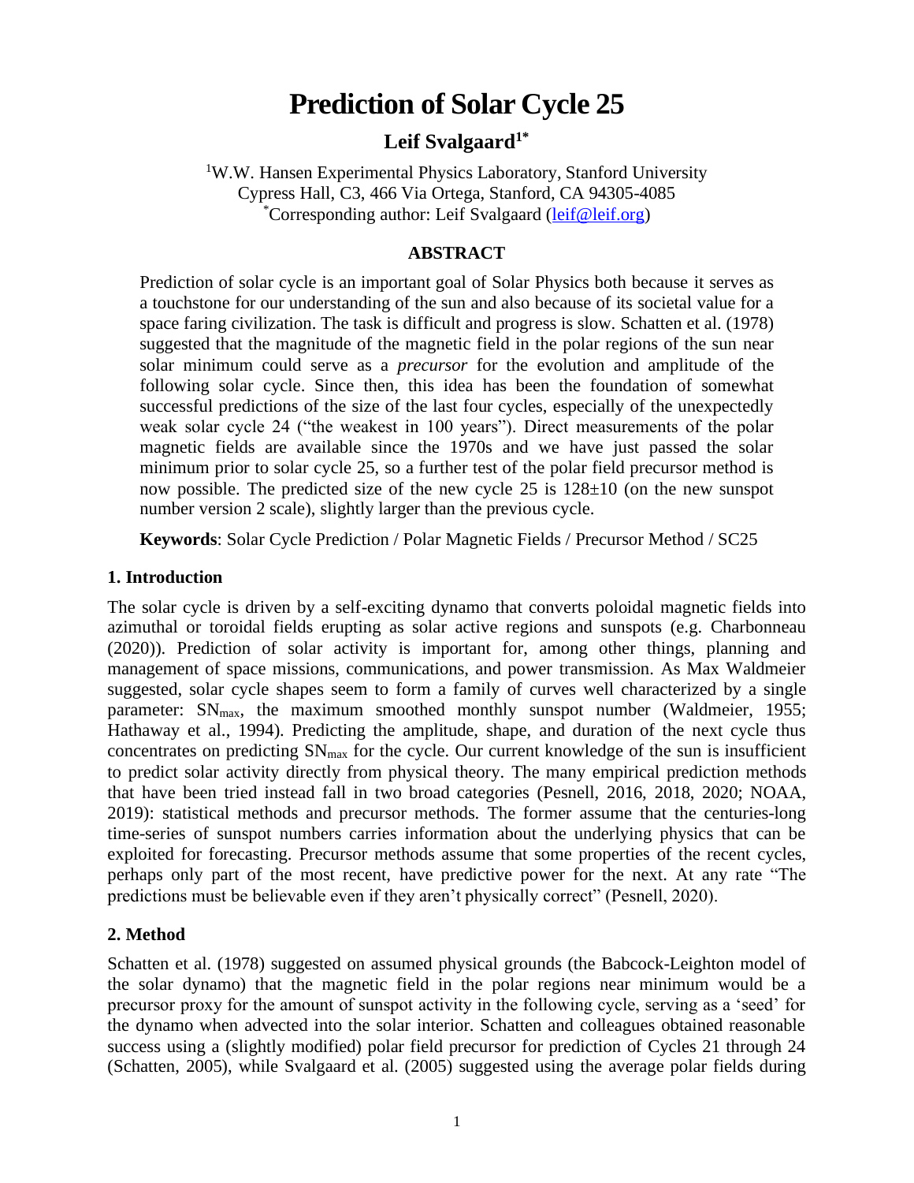# Prediction of Solar Cycle 25

**Leif Svalgaard[1*]**

[1]W.W. Hansen Experimental Physics Laboratory, Stanford University
Cypress Hall, C3, 466 Via Ortega, Stanford, CA 94305-4085
[*]Corresponding author: Leif Svalgaard (leif@leif.org)

## ABSTRACT

Prediction of solar cycle is an important goal of Solar Physics both because it serves as a touchstone for our understanding of the sun and also because of its societal value for a space faring civilization. The task is difficult and progress is slow. Schatten et al. (1978) suggested that the magnitude of the magnetic field in the polar regions of the sun near solar minimum could serve as a *precursor* for the evolution and amplitude of the following solar cycle. Since then, this idea has been the foundation of somewhat successful predictions of the size of the last four cycles, especially of the unexpectedly weak solar cycle 24 ("the weakest in 100 years"). Direct measurements of the polar magnetic fields are available since the 1970s and we have just passed the solar minimum prior to solar cycle 25, so a further test of the polar field precursor method is now possible. The predicted size of the new cycle 25 is 128±10 (on the new sunspot number version 2 scale), slightly larger than the previous cycle.

**Keywords**: Solar Cycle Prediction / Polar Magnetic Fields / Precursor Method / SC25

## 1. Introduction

The solar cycle is driven by a self-exciting dynamo that converts poloidal magnetic fields into azimuthal or toroidal fields erupting as solar active regions and sunspots (e.g. Charbonneau (2020)). Prediction of solar activity is important for, among other things, planning and management of space missions, communications, and power transmission. As Max Waldmeier suggested, solar cycle shapes seem to form a family of curves well characterized by a single parameter: $SN_{max}$, the maximum smoothed monthly sunspot number (Waldmeier, 1955; Hathaway et al., 1994). Predicting the amplitude, shape, and duration of the next cycle thus concentrates on predicting $SN_{max}$ for the cycle. Our current knowledge of the sun is insufficient to predict solar activity directly from physical theory. The many empirical prediction methods that have been tried instead fall in two broad categories (Pesnell, 2016, 2018, 2020; NOAA, 2019): statistical methods and precursor methods. The former assume that the centuries-long time-series of sunspot numbers carries information about the underlying physics that can be exploited for forecasting. Precursor methods assume that some properties of the recent cycles, perhaps only part of the most recent, have predictive power for the next. At any rate "The predictions must be believable even if they aren't physically correct" (Pesnell, 2020).

## 2. Method

Schatten et al. (1978) suggested on assumed physical grounds (the Babcock-Leighton model of the solar dynamo) that the magnetic field in the polar regions near minimum would be a precursor proxy for the amount of sunspot activity in the following cycle, serving as a 'seed' for the dynamo when advected into the solar interior. Schatten and colleagues obtained reasonable success using a (slightly modified) polar field precursor for prediction of Cycles 21 through 24 (Schatten, 2005), while Svalgaard et al. (2005) suggested using the average polar fields during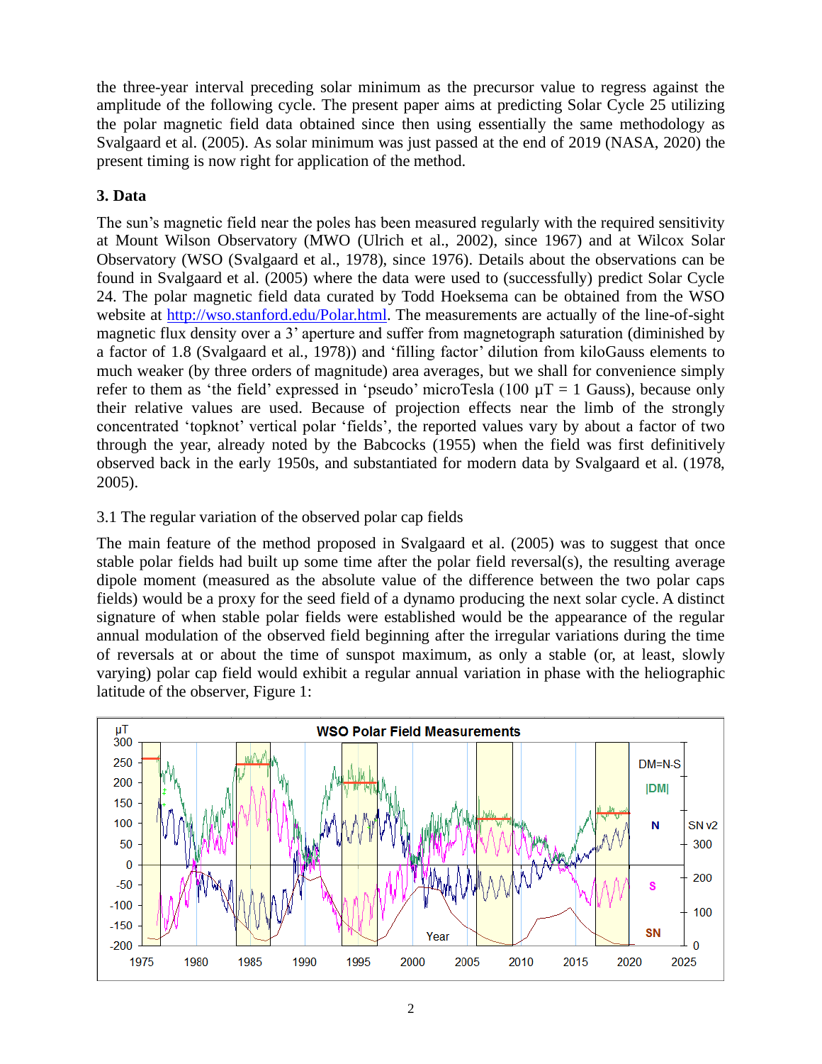the three-year interval preceding solar minimum as the precursor value to regress against the amplitude of the following cycle. The present paper aims at predicting Solar Cycle 25 utilizing the polar magnetic field data obtained since then using essentially the same methodology as Svalgaard et al. (2005). As solar minimum was just passed at the end of 2019 (NASA, 2020) the present timing is now right for application of the method.

## 3. Data

The sun's magnetic field near the poles has been measured regularly with the required sensitivity at Mount Wilson Observatory (MWO (Ulrich et al., 2002), since 1967) and at Wilcox Solar Observatory (WSO (Svalgaard et al., 1978), since 1976). Details about the observations can be found in Svalgaard et al. (2005) where the data were used to (successfully) predict Solar Cycle 24. The polar magnetic field data curated by Todd Hoeksema can be obtained from the WSO website at http://wso.stanford.edu/Polar.html. The measurements are actually of the line-of-sight magnetic flux density over a 3' aperture and suffer from magnetograph saturation (diminished by a factor of 1.8 (Svalgaard et al., 1978)) and 'filling factor' dilution from kiloGauss elements to much weaker (by three orders of magnitude) area averages, but we shall for convenience simply refer to them as 'the field' expressed in 'pseudo' microTesla (100 μT = 1 Gauss), because only their relative values are used. Because of projection effects near the limb of the strongly concentrated 'topknot' vertical polar 'fields', the reported values vary by about a factor of two through the year, already noted by the Babcocks (1955) when the field was first definitively observed back in the early 1950s, and substantiated for modern data by Svalgaard et al. (1978, 2005).

### 3.1 The regular variation of the observed polar cap fields

The main feature of the method proposed in Svalgaard et al. (2005) was to suggest that once stable polar fields had built up some time after the polar field reversal(s), the resulting average dipole moment (measured as the absolute value of the difference between the two polar caps fields) would be a proxy for the seed field of a dynamo producing the next solar cycle. A distinct signature of when stable polar fields were established would be the appearance of the regular annual modulation of the observed field beginning after the irregular variations during the time of reversals at or about the time of sunspot maximum, as only a stable (or, at least, slowly varying) polar cap field would exhibit a regular annual variation in phase with the heliographic latitude of the observer, Figure 1:

WSO Polar Field Measurements

μT
300
250
200
150
100
50
0
-50
-100
-150
-200

1975 1980 1985 1990 1995 2000 2005 2010 2015 2020 2025

Year

DM=N-S
|DM|
N
S
SN

SN v2
300
200
100
0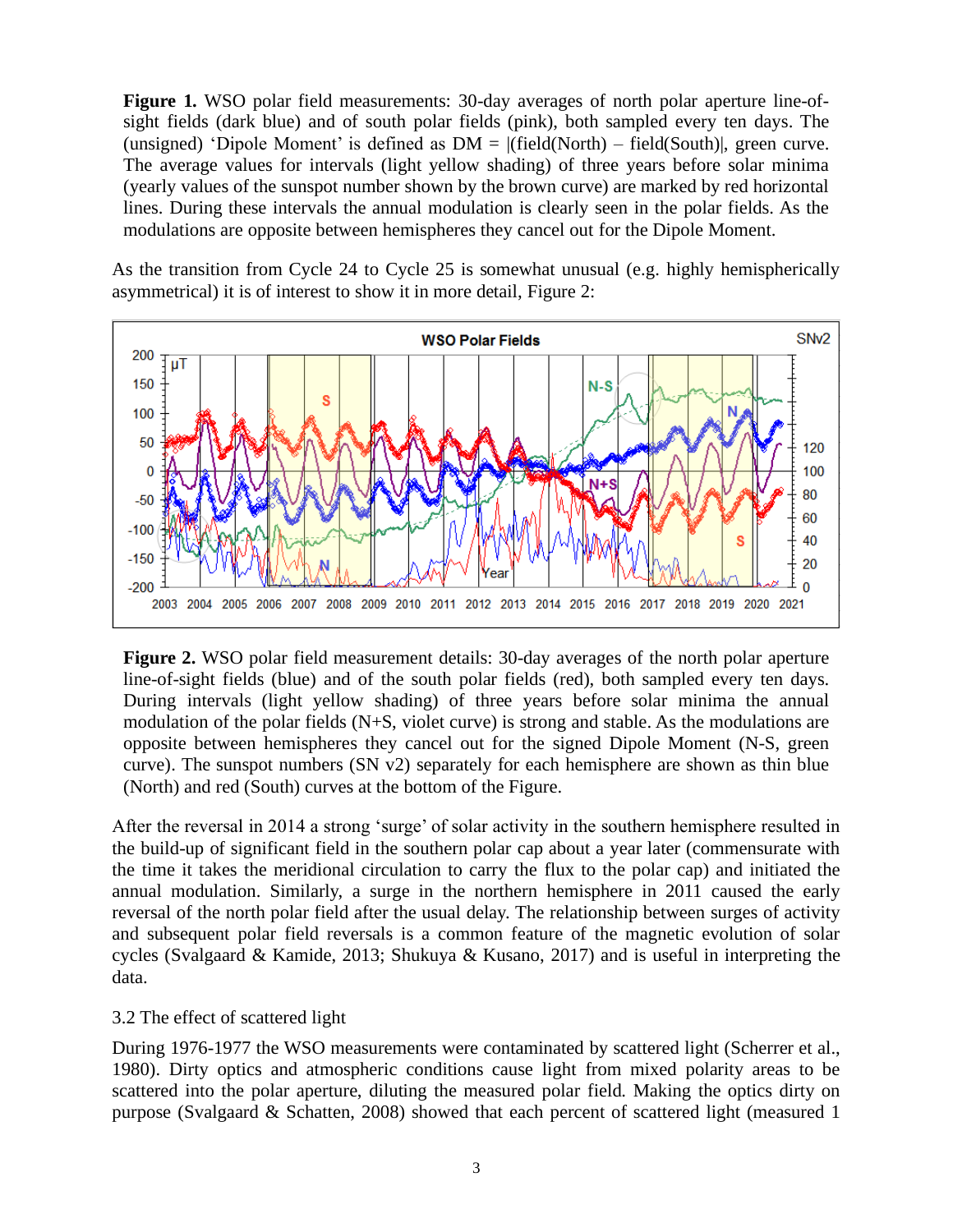**Figure 1.** WSO polar field measurements: 30-day averages of north polar aperture line-of-sight fields (dark blue) and of south polar fields (pink), both sampled every ten days. The (unsigned) 'Dipole Moment' is defined as DM = |(field(North) – field(South)|, green curve. The average values for intervals (light yellow shading) of three years before solar minima (yearly values of the sunspot number shown by the brown curve) are marked by red horizontal lines. During these intervals the annual modulation is clearly seen in the polar fields. As the modulations are opposite between hemispheres they cancel out for the Dipole Moment.

As the transition from Cycle 24 to Cycle 25 is somewhat unusual (e.g. highly hemispherically asymmetrical) it is of interest to show it in more detail, Figure 2:

WSO Polar Fields

SNv2

200 μT
150
100
50
0
-50
-100
-150
-200

120
100
80
60
40
20
0

S
N-S
N
N+S
S
N
Year

2003 2004 2005 2006 2007 2008 2009 2010 2011 2012 2013 2014 2015 2016 2017 2018 2019 2020 2021

**Figure 2.** WSO polar field measurement details: 30-day averages of the north polar aperture line-of-sight fields (blue) and of the south polar fields (red), both sampled every ten days. During intervals (light yellow shading) of three years before solar minima the annual modulation of the polar fields (N+S, violet curve) is strong and stable. As the modulations are opposite between hemispheres they cancel out for the signed Dipole Moment (N-S, green curve). The sunspot numbers (SN v2) separately for each hemisphere are shown as thin blue (North) and red (South) curves at the bottom of the Figure.

After the reversal in 2014 a strong 'surge' of solar activity in the southern hemisphere resulted in the build-up of significant field in the southern polar cap about a year later (commensurate with the time it takes the meridional circulation to carry the flux to the polar cap) and initiated the annual modulation. Similarly, a surge in the northern hemisphere in 2011 caused the early reversal of the north polar field after the usual delay. The relationship between surges of activity and subsequent polar field reversals is a common feature of the magnetic evolution of solar cycles (Svalgaard & Kamide, 2013; Shukuya & Kusano, 2017) and is useful in interpreting the data.

3.2 The effect of scattered light

During 1976-1977 the WSO measurements were contaminated by scattered light (Scherrer et al., 1980). Dirty optics and atmospheric conditions cause light from mixed polarity areas to be scattered into the polar aperture, diluting the measured polar field. Making the optics dirty on purpose (Svalgaard & Schatten, 2008) showed that each percent of scattered light (measured 1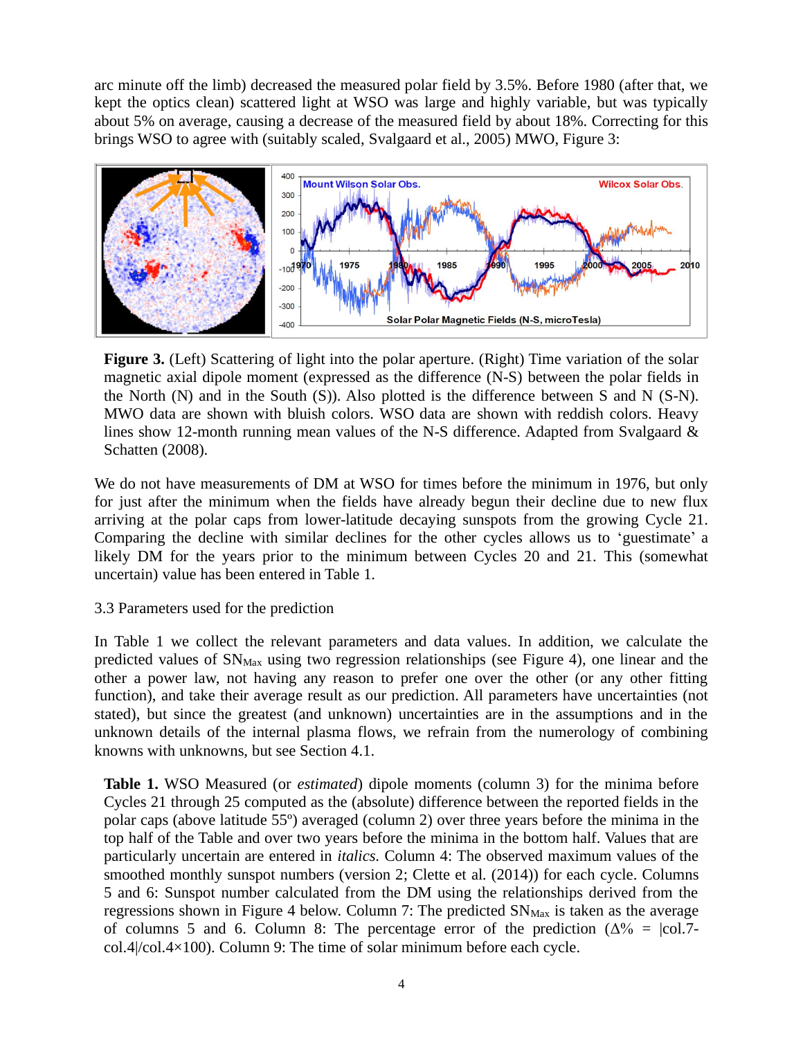arc minute off the limb) decreased the measured polar field by 3.5%. Before 1980 (after that, we kept the optics clean) scattered light at WSO was large and highly variable, but was typically about 5% on average, causing a decrease of the measured field by about 18%. Correcting for this brings WSO to agree with (suitably scaled, Svalgaard et al., 2005) MWO, Figure 3:

Mount Wilson Solar Obs.
Wilcox Solar Obs.
400
300
200
100
0
-100
-200
-300
-400
1970
1975
1980
1985
1990
1995
2000
2005
2010
Solar Polar Magnetic Fields (N-S, microTesla)

**Figure 3.** (Left) Scattering of light into the polar aperture. (Right) Time variation of the solar magnetic axial dipole moment (expressed as the difference (N-S) between the polar fields in the North (N) and in the South (S)). Also plotted is the difference between S and N (S-N). MWO data are shown with bluish colors. WSO data are shown with reddish colors. Heavy lines show 12-month running mean values of the N-S difference. Adapted from Svalgaard & Schatten (2008).

We do not have measurements of DM at WSO for times before the minimum in 1976, but only for just after the minimum when the fields have already begun their decline due to new flux arriving at the polar caps from lower-latitude decaying sunspots from the growing Cycle 21. Comparing the decline with similar declines for the other cycles allows us to 'guestimate' a likely DM for the years prior to the minimum between Cycles 20 and 21. This (somewhat uncertain) value has been entered in Table 1.

### 3.3 Parameters used for the prediction

In Table 1 we collect the relevant parameters and data values. In addition, we calculate the predicted values of $SN_{Max}$ using two regression relationships (see Figure 4), one linear and the other a power law, not having any reason to prefer one over the other (or any other fitting function), and take their average result as our prediction. All parameters have uncertainties (not stated), but since the greatest (and unknown) uncertainties are in the assumptions and in the unknown details of the internal plasma flows, we refrain from the numerology of combining knowns with unknowns, but see Section 4.1.

**Table 1.** WSO Measured (or *estimated*) dipole moments (column 3) for the minima before Cycles 21 through 25 computed as the (absolute) difference between the reported fields in the polar caps (above latitude 55º) averaged (column 2) over three years before the minima in the top half of the Table and over two years before the minima in the bottom half. Values that are particularly uncertain are entered in *italics.* Column 4: The observed maximum values of the smoothed monthly sunspot numbers (version 2; Clette et al. (2014)) for each cycle. Columns 5 and 6: Sunspot number calculated from the DM using the relationships derived from the regressions shown in Figure 4 below. Column 7: The predicted $SN_{Max}$ is taken as the average of columns 5 and 6. Column 8: The percentage error of the prediction ($\Delta\% = |\text{col.7-col.4}|/\text{col.4}\times100$). Column 9: The time of solar minimum before each cycle.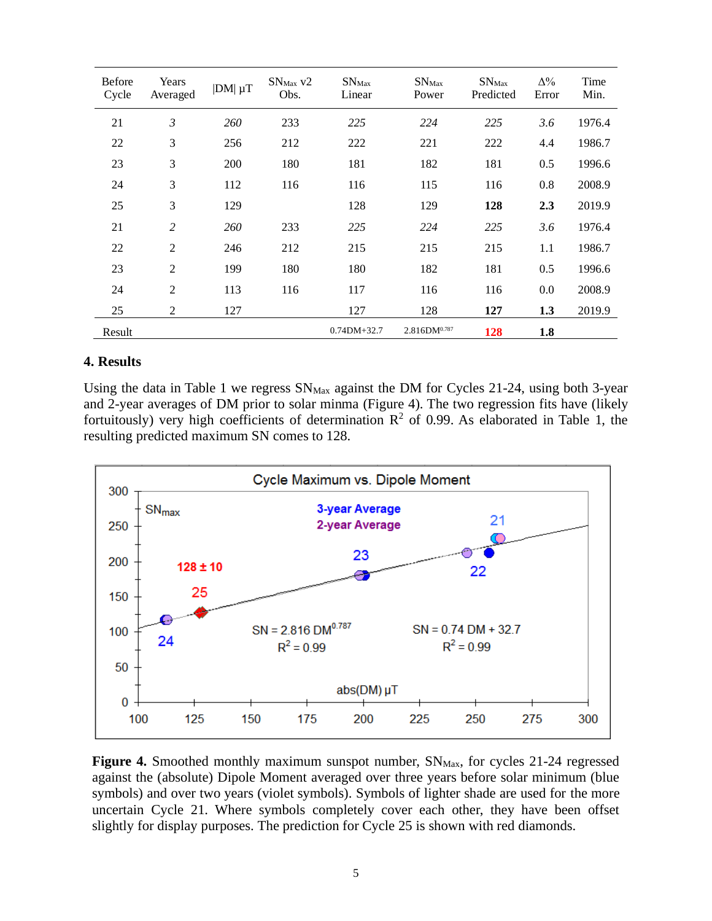| Before Cycle | Years Averaged | \|DM\| μT | $SN_{Max}$ v2 Obs. | $SN_{Max}$ Linear | $SN_{Max}$ Power | $SN_{Max}$ Predicted | Δ% Error | Time Min. |
|---|---|---|---|---|---|---|---|---|
| 21 | *3* | *260* | 233 | *225* | *224* | *225* | *3.6* | 1976.4 |
| 22 | 3 | 256 | 212 | 222 | 221 | 222 | 4.4 | 1986.7 |
| 23 | 3 | 200 | 180 | 181 | 182 | 181 | 0.5 | 1996.6 |
| 24 | 3 | 112 | 116 | 116 | 115 | 116 | 0.8 | 2008.9 |
| 25 | 3 | 129 | | 128 | 129 | **128** | **2.3** | 2019.9 |
| 21 | *2* | *260* | 233 | *225* | *224* | *225* | *3.6* | 1976.4 |
| 22 | 2 | 246 | 212 | 215 | 215 | 215 | 1.1 | 1986.7 |
| 23 | 2 | 199 | 180 | 180 | 182 | 181 | 0.5 | 1996.6 |
| 24 | 2 | 113 | 116 | 117 | 116 | 116 | 0.0 | 2008.9 |
| 25 | 2 | 127 | | 127 | 128 | **127** | **1.3** | 2019.9 |
| Result | | | | 0.74DM+32.7 | $2.816DM^{0.787}$ | **128** | **1.8** | |

## 4. Results

Using the data in Table 1 we regress $SN_{Max}$ against the DM for Cycles 21-24, using both 3-year and 2-year averages of DM prior to solar minma (Figure 4). The two regression fits have (likely fortuitously) very high coefficients of determination $R^2$ of 0.99. As elaborated in Table 1, the resulting predicted maximum SN comes to 128.

Cycle Maximum vs. Dipole Moment

$SN_{max}$

3-year Average

2-year Average

128 ± 10

21

22

23

24

25

SN = $2.816 DM^{0.787}$

$R^2 = 0.99$

SN = 0.74 DM + 32.7

$R^2 = 0.99$

abs(DM) μT

0, 50, 100, 150, 200, 250, 300

100, 125, 150, 175, 200, 225, 250, 275, 300

**Figure 4.** Smoothed monthly maximum sunspot number, $SN_{Max}$, for cycles 21-24 regressed against the (absolute) Dipole Moment averaged over three years before solar minimum (blue symbols) and over two years (violet symbols). Symbols of lighter shade are used for the more uncertain Cycle 21. Where symbols completely cover each other, they have been offset slightly for display purposes. The prediction for Cycle 25 is shown with red diamonds.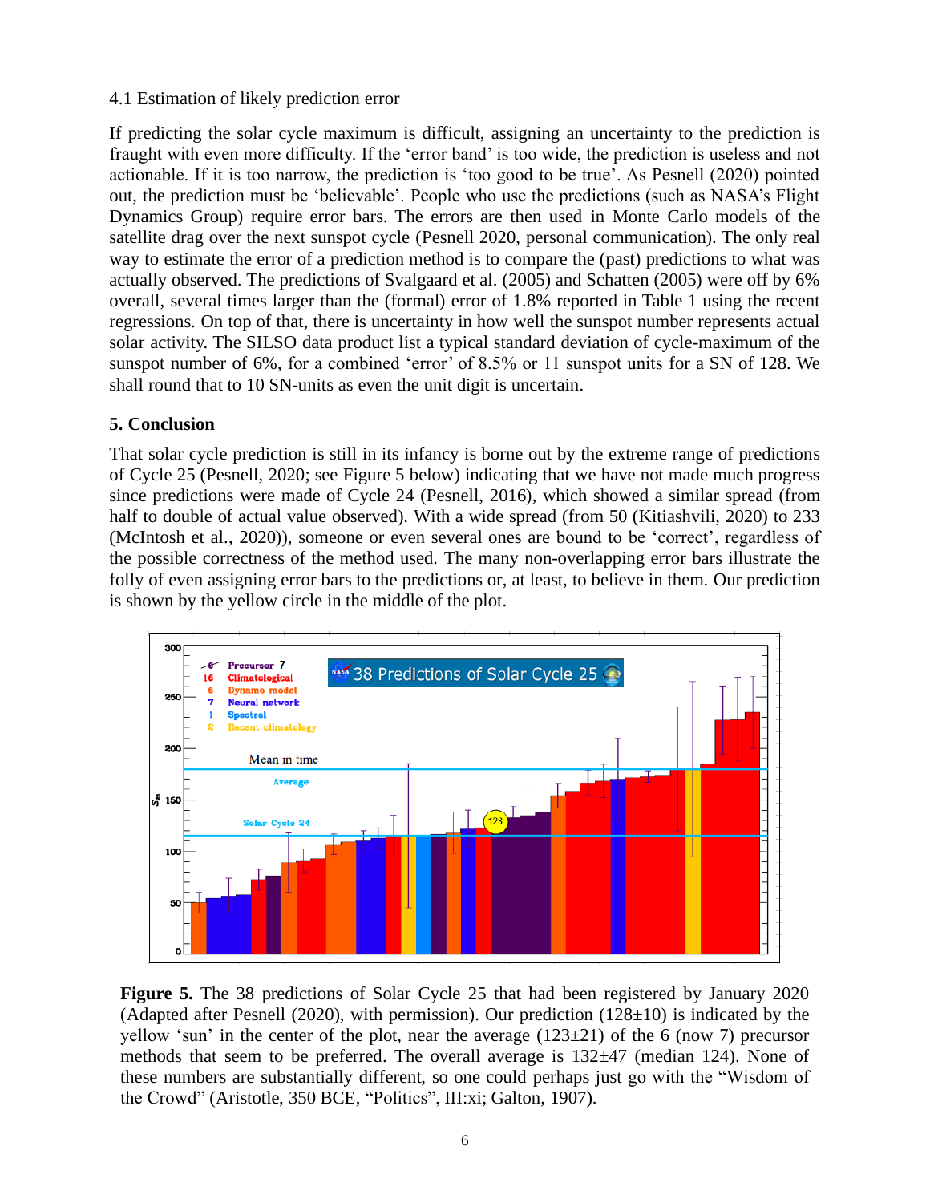4.1 Estimation of likely prediction error

If predicting the solar cycle maximum is difficult, assigning an uncertainty to the prediction is fraught with even more difficulty. If the 'error band' is too wide, the prediction is useless and not actionable. If it is too narrow, the prediction is 'too good to be true'. As Pesnell (2020) pointed out, the prediction must be 'believable'. People who use the predictions (such as NASA's Flight Dynamics Group) require error bars. The errors are then used in Monte Carlo models of the satellite drag over the next sunspot cycle (Pesnell 2020, personal communication). The only real way to estimate the error of a prediction method is to compare the (past) predictions to what was actually observed. The predictions of Svalgaard et al. (2005) and Schatten (2005) were off by 6% overall, several times larger than the (formal) error of 1.8% reported in Table 1 using the recent regressions. On top of that, there is uncertainty in how well the sunspot number represents actual solar activity. The SILSO data product list a typical standard deviation of cycle-maximum of the sunspot number of 6%, for a combined 'error' of 8.5% or 11 sunspot units for a SN of 128. We shall round that to 10 SN-units as even the unit digit is uncertain.

## 5. Conclusion

That solar cycle prediction is still in its infancy is borne out by the extreme range of predictions of Cycle 25 (Pesnell, 2020; see Figure 5 below) indicating that we have not made much progress since predictions were made of Cycle 24 (Pesnell, 2016), which showed a similar spread (from half to double of actual value observed). With a wide spread (from 50 (Kitiashvili, 2020) to 233 (McIntosh et al., 2020)), someone or even several ones are bound to be 'correct', regardless of the possible correctness of the method used. The many non-overlapping error bars illustrate the folly of even assigning error bars to the predictions or, at least, to believe in them. Our prediction is shown by the yellow circle in the middle of the plot.

38 Predictions of Solar Cycle 25

Precursor 7
16 Climatological
6 Dynamo model
7 Neural network
1 Spectral
2 Recent climatology

Mean in time
Average
Solar Cycle 24
128

$S_{25}$

0
50
100
150
200
250
300

**Figure 5.** The 38 predictions of Solar Cycle 25 that had been registered by January 2020 (Adapted after Pesnell (2020), with permission). Our prediction (128±10) is indicated by the yellow 'sun' in the center of the plot, near the average (123±21) of the 6 (now 7) precursor methods that seem to be preferred. The overall average is 132±47 (median 124). None of these numbers are substantially different, so one could perhaps just go with the "Wisdom of the Crowd" (Aristotle, 350 BCE, "Politics", III:xi; Galton, 1907).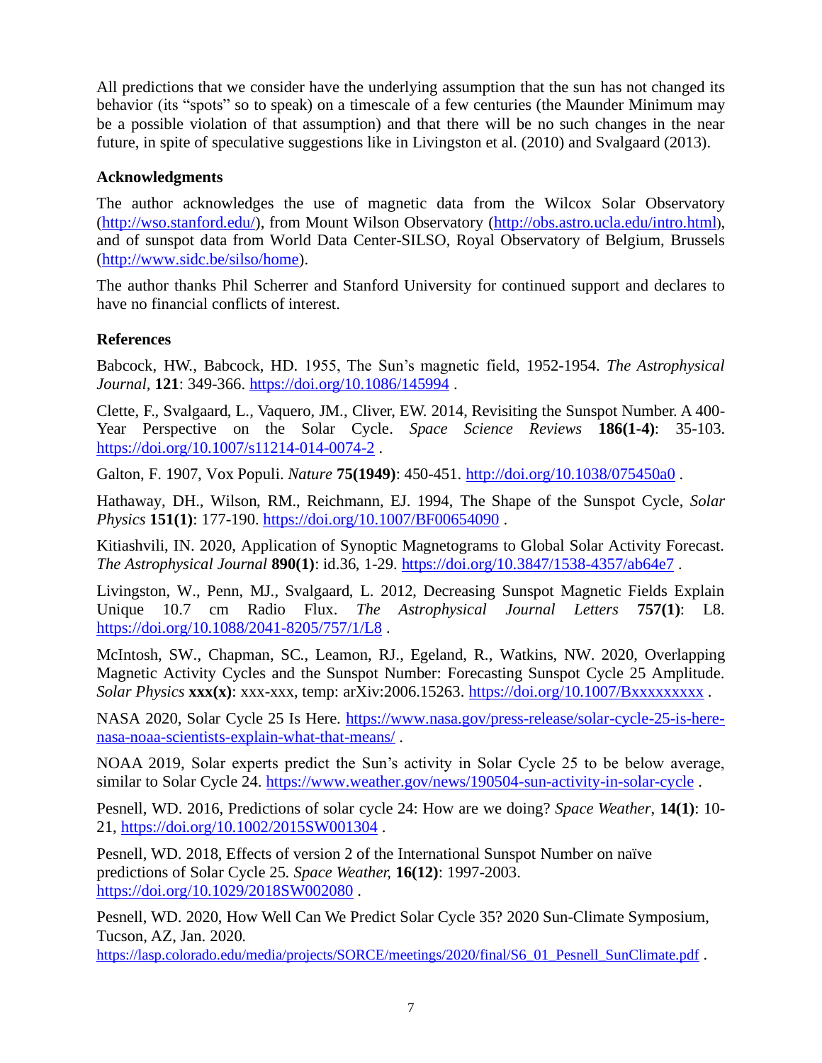All predictions that we consider have the underlying assumption that the sun has not changed its behavior (its "spots" so to speak) on a timescale of a few centuries (the Maunder Minimum may be a possible violation of that assumption) and that there will be no such changes in the near future, in spite of speculative suggestions like in Livingston et al. (2010) and Svalgaard (2013).

### Acknowledgments

The author acknowledges the use of magnetic data from the Wilcox Solar Observatory (http://wso.stanford.edu/), from Mount Wilson Observatory (http://obs.astro.ucla.edu/intro.html), and of sunspot data from World Data Center-SILSO, Royal Observatory of Belgium, Brussels (http://www.sidc.be/silso/home).

The author thanks Phil Scherrer and Stanford University for continued support and declares to have no financial conflicts of interest.

### References

Babcock, HW., Babcock, HD. 1955, The Sun's magnetic field, 1952-1954. *The Astrophysical Journal*, **121**: 349-366. https://doi.org/10.1086/145994 .

Clette, F., Svalgaard, L., Vaquero, JM., Cliver, EW. 2014, Revisiting the Sunspot Number. A 400-Year Perspective on the Solar Cycle. *Space Science Reviews* **186(1-4)**: 35-103. https://doi.org/10.1007/s11214-014-0074-2 .

Galton, F. 1907, Vox Populi. *Nature* **75(1949)**: 450-451. http://doi.org/10.1038/075450a0 .

Hathaway, DH., Wilson, RM., Reichmann, EJ. 1994, The Shape of the Sunspot Cycle, *Solar Physics* **151(1)**: 177-190. https://doi.org/10.1007/BF00654090 .

Kitiashvili, IN. 2020, Application of Synoptic Magnetograms to Global Solar Activity Forecast. *The Astrophysical Journal* **890(1)**: id.36, 1-29. https://doi.org/10.3847/1538-4357/ab64e7 .

Livingston, W., Penn, MJ., Svalgaard, L. 2012, Decreasing Sunspot Magnetic Fields Explain Unique 10.7 cm Radio Flux. *The Astrophysical Journal Letters* **757(1)**: L8. https://doi.org/10.1088/2041-8205/757/1/L8 .

McIntosh, SW., Chapman, SC., Leamon, RJ., Egeland, R., Watkins, NW. 2020, Overlapping Magnetic Activity Cycles and the Sunspot Number: Forecasting Sunspot Cycle 25 Amplitude. *Solar Physics* **xxx(x)**: xxx-xxx, temp: arXiv:2006.15263. https://doi.org/10.1007/Bxxxxxxxxx .

NASA 2020, Solar Cycle 25 Is Here. https://www.nasa.gov/press-release/solar-cycle-25-is-here-nasa-noaa-scientists-explain-what-that-means/ .

NOAA 2019, Solar experts predict the Sun's activity in Solar Cycle 25 to be below average, similar to Solar Cycle 24. https://www.weather.gov/news/190504-sun-activity-in-solar-cycle .

Pesnell, WD. 2016, Predictions of solar cycle 24: How are we doing? *Space Weather*, **14(1)**: 10-21, https://doi.org/10.1002/2015SW001304 .

Pesnell, WD. 2018, Effects of version 2 of the International Sunspot Number on naïve predictions of Solar Cycle 25. *Space Weather,* **16(12)**: 1997-2003. https://doi.org/10.1029/2018SW002080 .

Pesnell, WD. 2020, How Well Can We Predict Solar Cycle 35? 2020 Sun-Climate Symposium, Tucson, AZ, Jan. 2020. https://lasp.colorado.edu/media/projects/SORCE/meetings/2020/final/S6_01_Pesnell_SunClimate.pdf .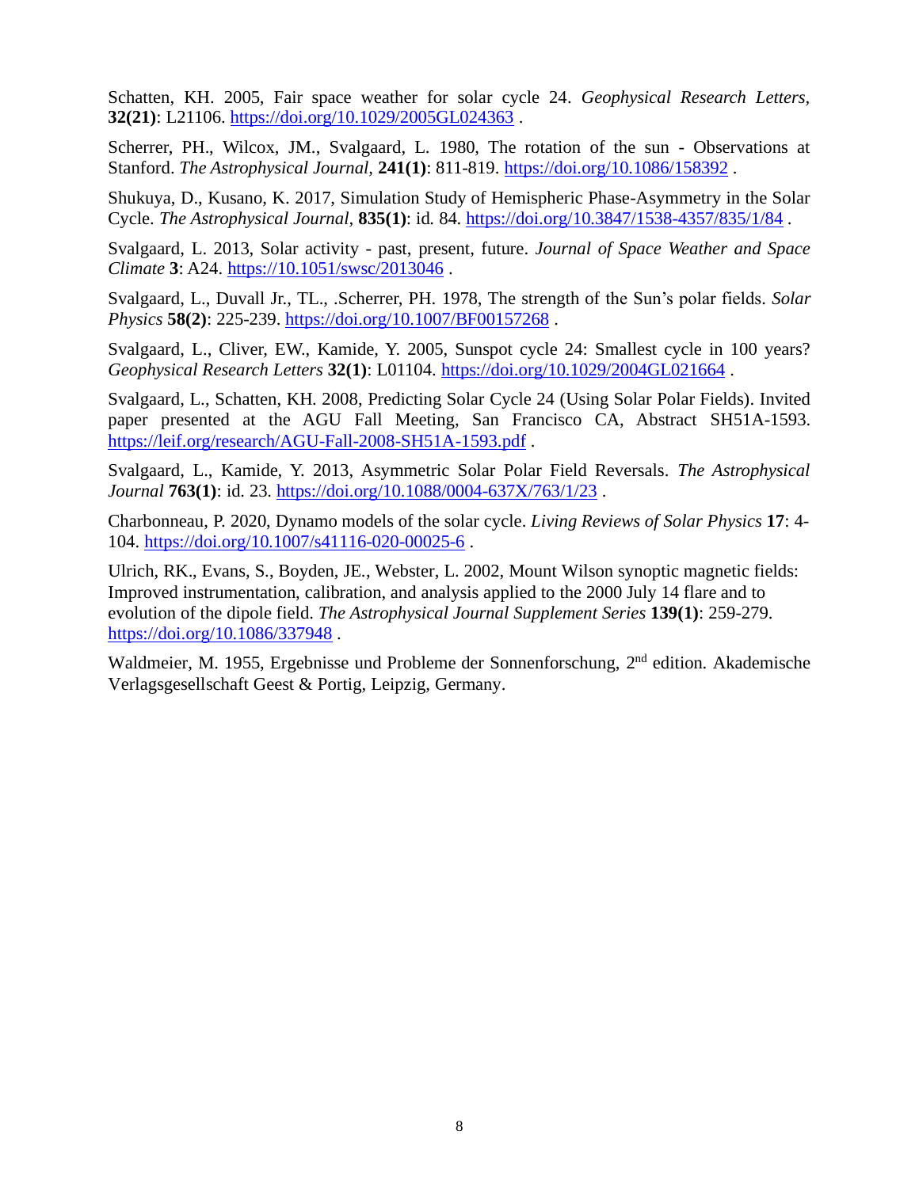Schatten, KH. 2005, Fair space weather for solar cycle 24. *Geophysical Research Letters,* **32(21)**: L21106. https://doi.org/10.1029/2005GL024363 .

Scherrer, PH., Wilcox, JM., Svalgaard, L. 1980, The rotation of the sun - Observations at Stanford. *The Astrophysical Journal,* **241(1)**: 811-819. https://doi.org/10.1086/158392 .

Shukuya, D., Kusano, K. 2017, Simulation Study of Hemispheric Phase-Asymmetry in the Solar Cycle. *The Astrophysical Journal*, **835(1)**: id. 84. https://doi.org/10.3847/1538-4357/835/1/84 .

Svalgaard, L. 2013, Solar activity - past, present, future. *Journal of Space Weather and Space Climate* **3**: A24. https://10.1051/swsc/2013046 .

Svalgaard, L., Duvall Jr., TL., .Scherrer, PH. 1978, The strength of the Sun's polar fields. *Solar Physics* **58(2)**: 225-239. https://doi.org/10.1007/BF00157268 .

Svalgaard, L., Cliver, EW., Kamide, Y. 2005, Sunspot cycle 24: Smallest cycle in 100 years? *Geophysical Research Letters* **32(1)**: L01104. https://doi.org/10.1029/2004GL021664 .

Svalgaard, L., Schatten, KH. 2008, Predicting Solar Cycle 24 (Using Solar Polar Fields). Invited paper presented at the AGU Fall Meeting, San Francisco CA, Abstract SH51A-1593. https://leif.org/research/AGU-Fall-2008-SH51A-1593.pdf .

Svalgaard, L., Kamide, Y. 2013, Asymmetric Solar Polar Field Reversals. *The Astrophysical Journal* **763(1)**: id. 23. https://doi.org/10.1088/0004-637X/763/1/23 .

Charbonneau, P. 2020, Dynamo models of the solar cycle. *Living Reviews of Solar Physics* **17**: 4-104. https://doi.org/10.1007/s41116-020-00025-6 .

Ulrich, RK., Evans, S., Boyden, JE., Webster, L. 2002, Mount Wilson synoptic magnetic fields: Improved instrumentation, calibration, and analysis applied to the 2000 July 14 flare and to evolution of the dipole field. *The Astrophysical Journal Supplement Series* **139(1)**: 259-279. https://doi.org/10.1086/337948 .

Waldmeier, M. 1955, Ergebnisse und Probleme der Sonnenforschung, 2nd edition. Akademische Verlagsgesellschaft Geest & Portig, Leipzig, Germany.